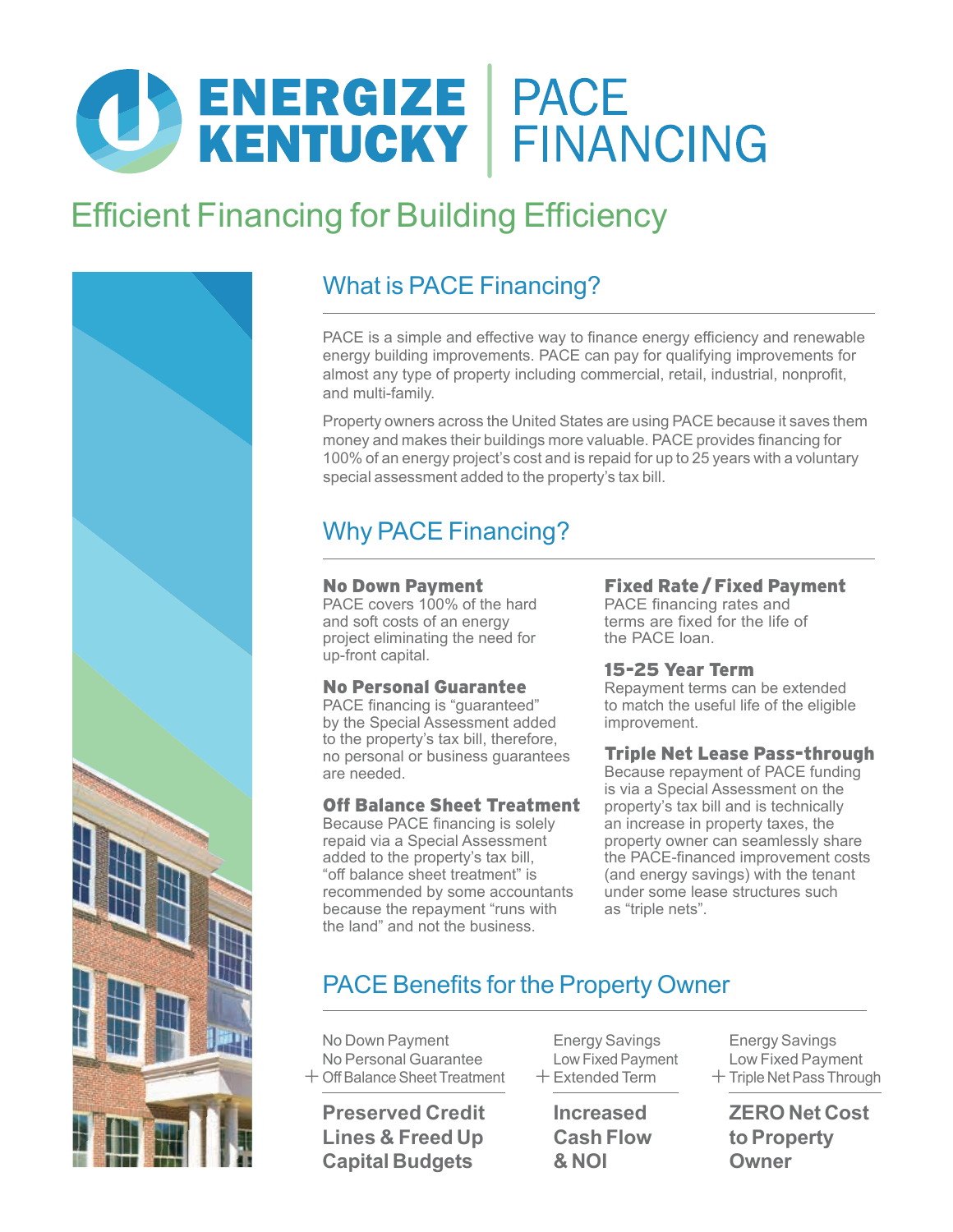# ENERGIZE KENTUCKY | PACE FINANCING

## Efficient Financing for Building Efficiency

## What is PACE Financing?

PACE is a simple and effective way to finance energy efficiency and renewable energy building improvements. PACE can pay for qualifying improvements for almost any type of property including commercial, retail, industrial, nonprofit, and multi-family.

Property owners across the United States are using PACE because it saves them money and makes their buildings more valuable. PACE provides financing for 100% of an energy project's cost and is repaid for up to 25 years with a voluntary special assessment added to the property's tax bill.

## Why PACE Financing?

**No Down Payment**
PACE covers 100% of the hard and soft costs of an energy project eliminating the need for up-front capital.

**No Personal Guarantee**
PACE financing is "guaranteed" by the Special Assessment added to the property's tax bill, therefore, no personal or business guarantees are needed.

**Off Balance Sheet Treatment**
Because PACE financing is solely repaid via a Special Assessment added to the property's tax bill, "off balance sheet treatment" is recommended by some accountants because the repayment "runs with the land" and not the business.

**Fixed Rate / Fixed Payment**
PACE financing rates and terms are fixed for the life of the PACE loan.

**15-25 Year Term**
Repayment terms can be extended to match the useful life of the eligible improvement.

**Triple Net Lease Pass-through**
Because repayment of PACE funding is via a Special Assessment on the property's tax bill and is technically an increase in property taxes, the property owner can seamlessly share the PACE-financed improvement costs (and energy savings) with the tenant under some lease structures such as "triple nets".

## PACE Benefits for the Property Owner

No Down Payment
No Personal Guarantee
\+ Off Balance Sheet Treatment

**Preserved Credit Lines & Freed Up Capital Budgets**

Energy Savings
Low Fixed Payment
\+ Extended Term

**Increased Cash Flow & NOI**

Energy Savings
Low Fixed Payment
\+ Triple Net Pass Through

**ZERO Net Cost to Property Owner**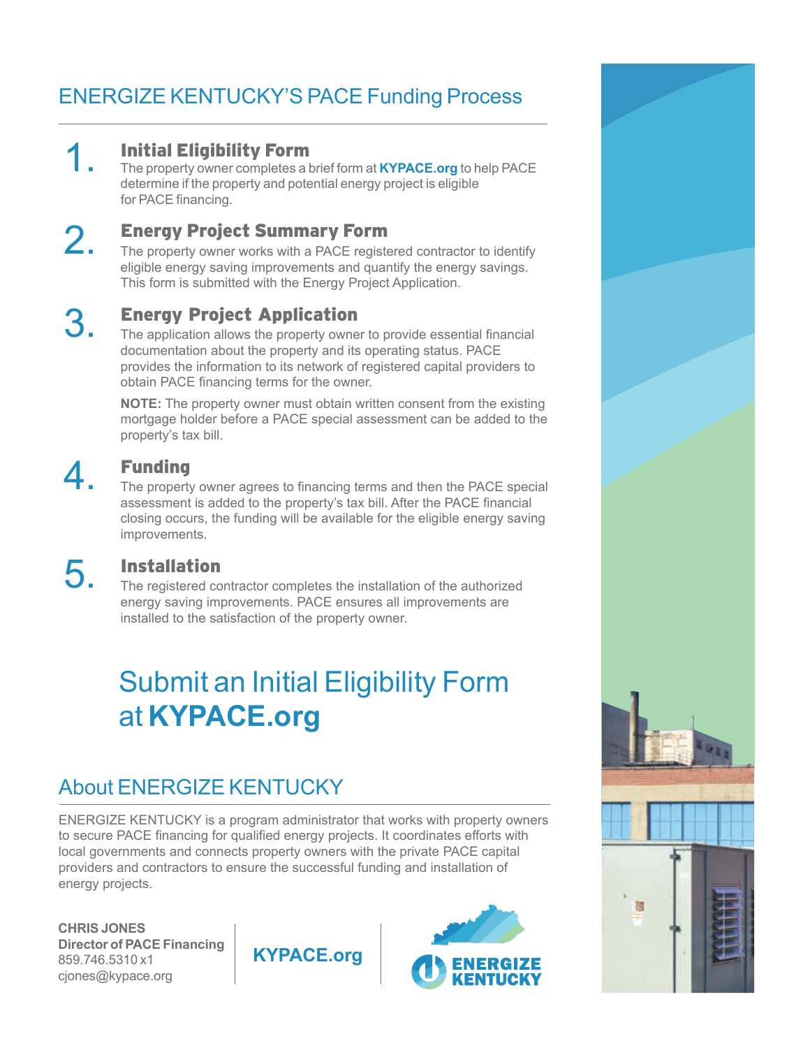# ENERGIZE KENTUCKY'S PACE Funding Process

## 1. Initial Eligibility Form

The property owner completes a brief form at **KYPACE.org** to help PACE determine if the property and potential energy project is eligible for PACE financing.

## 2. Energy Project Summary Form

The property owner works with a PACE registered contractor to identify eligible energy saving improvements and quantify the energy savings. This form is submitted with the Energy Project Application.

## 3. Energy Project Application

The application allows the property owner to provide essential financial documentation about the property and its operating status. PACE provides the information to its network of registered capital providers to obtain PACE financing terms for the owner.

**NOTE:** The property owner must obtain written consent from the existing mortgage holder before a PACE special assessment can be added to the property's tax bill.

## 4. Funding

The property owner agrees to financing terms and then the PACE special assessment is added to the property's tax bill. After the PACE financial closing occurs, the funding will be available for the eligible energy saving improvements.

## 5. Installation

The registered contractor completes the installation of the authorized energy saving improvements. PACE ensures all improvements are installed to the satisfaction of the property owner.

# Submit an Initial Eligibility Form at **KYPACE.org**

## About ENERGIZE KENTUCKY

ENERGIZE KENTUCKY is a program administrator that works with property owners to secure PACE financing for qualified energy projects. It coordinates efforts with local governments and connects property owners with the private PACE capital providers and contractors to ensure the successful funding and installation of energy projects.

**CHRIS JONES**
**Director of PACE Financing**
859.746.5310 x1
cjones@kypace.org

**KYPACE.org**

ENERGIZE KENTUCKY